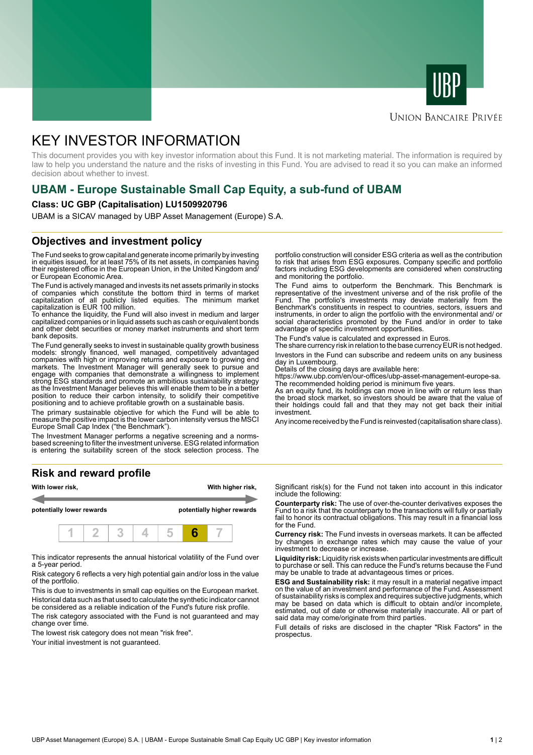UBP

Union Bancaire Privée

# KEY INVESTOR INFORMATION

This document provides you with key investor information about this Fund. It is not marketing material. The information is required by law to help you understand the nature and the risks of investing in this Fund. You are advised to read it so you can make an informed decision about whether to invest.

## UBAM - Europe Sustainable Small Cap Equity, a sub-fund of UBAM

**Class: UC GBP (Capitalisation) LU1509920796**

UBAM is a SICAV managed by UBP Asset Management (Europe) S.A.

## Objectives and investment policy

The Fund seeks to grow capital and generate income primarily by investing in equities issued, for at least 75% of its net assets, in companies having their registered office in the European Union, in the United Kingdom and/ or European Economic Area.

The Fund is actively managed and invests its net assets primarily in stocks of companies which constitute the bottom third in terms of market capitalization of all publicly listed equities. The minimum market capitalization is EUR 100 million.
To enhance the liquidity, the Fund will also invest in medium and larger capitalized companies or in liquid assets such as cash or equivalent bonds and other debt securities or money market instruments and short term bank deposits.

The Fund generally seeks to invest in sustainable quality growth business models: strongly financed, well managed, competitively advantaged companies with high or improving returns and exposure to growing end markets. The Investment Manager will generally seek to pursue and engage with companies that demonstrate a willingness to implement strong ESG standards and promote an ambitious sustainability strategy as the Investment Manager believes this will enable them to be in a better position to reduce their carbon intensity, to solidify their competitive positioning and to achieve profitable growth on a sustainable basis.

The primary sustainable objective for which the Fund will be able to measure the positive impact is the lower carbon intensity versus the MSCI Europe Small Cap Index ("the Benchmark").

The Investment Manager performs a negative screening and a norms-based screening to filter the investment universe. ESG related information is entering the suitability screen of the stock selection process. The portfolio construction will consider ESG criteria as well as the contribution to risk that arises from ESG exposures. Company specific and portfolio factors including ESG developments are considered when constructing and monitoring the portfolio.

The Fund aims to outperform the Benchmark. This Benchmark is representative of the investment universe and of the risk profile of the Fund. The portfolio's investments may deviate materially from the Benchmark's constituents in respect to countries, sectors, issuers and instruments, in order to align the portfolio with the environmental and/ or social characteristics promoted by the Fund and/or in order to take advantage of specific investment opportunities.

The Fund's value is calculated and expressed in Euros.
The share currency risk in relation to the base currency EUR is not hedged.

Investors in the Fund can subscribe and redeem units on any business day in Luxembourg.
Details of the closing days are available here:
https://www.ubp.com/en/our-offices/ubp-asset-management-europe-sa.
The recommended holding period is minimum five years.
As an equity fund, its holdings can move in line with or return less than the broad stock market, so investors should be aware that the value of their holdings could fall and that they may not get back their initial investment.

Any income received by the Fund is reinvested (capitalisation share class).

## Risk and reward profile

| With lower risk, | | | | | | With higher risk, |
|---|---|---|---|---|---|---|
| potentially lower rewards | | | | | | potentially higher rewards |
| 1 | 2 | 3 | 4 | 5 | **6** | 7 |

This indicator represents the annual historical volatility of the Fund over a 5-year period.

Risk category 6 reflects a very high potential gain and/or loss in the value of the portfolio.

This is due to investments in small cap equities on the European market.

Historical data such as that used to calculate the synthetic indicator cannot be considered as a reliable indication of the Fund's future risk profile.

The risk category associated with the Fund is not guaranteed and may change over time.

The lowest risk category does not mean "risk free".

Your initial investment is not guaranteed.

Significant risk(s) for the Fund not taken into account in this indicator include the following:

**Counterparty risk:** The use of over-the-counter derivatives exposes the Fund to a risk that the counterparty to the transactions will fully or partially fail to honor its contractual obligations. This may result in a financial loss for the Fund.

**Currency risk:** The Fund invests in overseas markets. It can be affected by changes in exchange rates which may cause the value of your investment to decrease or increase.

**Liquidity risk:** Liquidity risk exists when particular investments are difficult to purchase or sell. This can reduce the Fund's returns because the Fund may be unable to trade at advantageous times or prices.

**ESG and Sustainability risk:** it may result in a material negative impact on the value of an investment and performance of the Fund. Assessment of sustainability risks is complex and requires subjective judgments, which may be based on data which is difficult to obtain and/or incomplete, estimated, out of date or otherwise materially inaccurate. All or part of said data may come/originate from third parties.

Full details of risks are disclosed in the chapter "Risk Factors" in the prospectus.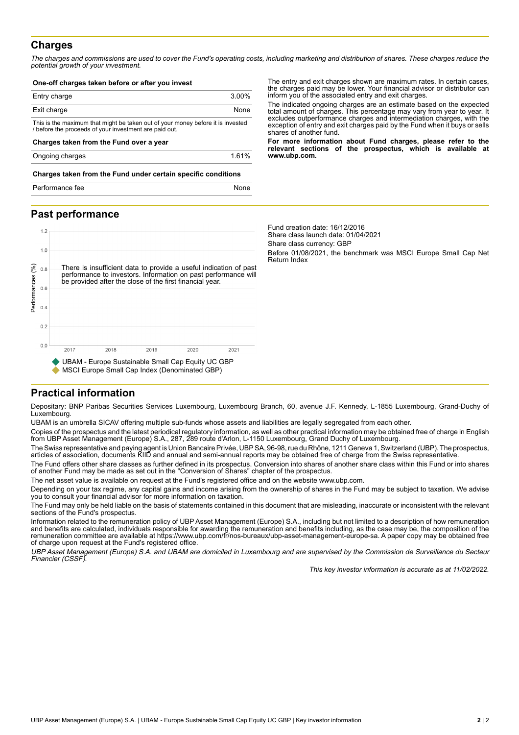## Charges

*The charges and commissions are used to cover the Fund's operating costs, including marketing and distribution of shares. These charges reduce the potential growth of your investment.*

| **One-off charges taken before or after you invest** | |
|---|---|
| Entry charge | 3.00% |
| Exit charge | None |

This is the maximum that might be taken out of your money before it is invested / before the proceeds of your investment are paid out.

| **Charges taken from the Fund over a year** | |
|---|---|
| Ongoing charges | 1.61% |

| **Charges taken from the Fund under certain specific conditions** | |
|---|---|
| Performance fee | None |

The entry and exit charges shown are maximum rates. In certain cases, the charges paid may be lower. Your financial advisor or distributor can inform you of the associated entry and exit charges.

The indicated ongoing charges are an estimate based on the expected total amount of charges. This percentage may vary from year to year. It excludes outperformance charges and intermediation charges, with the exception of entry and exit charges paid by the Fund when it buys or sells shares of another fund.

**For more information about Fund charges, please refer to the relevant sections of the prospectus, which is available at www.ubp.com.**

## Past performance

Performances (%)

1.2
1.0
0.8
0.6
0.4
0.2
0.0

2017 2018 2019 2020 2021

There is insufficient data to provide a useful indication of past performance to investors. Information on past performance will be provided after the close of the first financial year.

UBAM - Europe Sustainable Small Cap Equity UC GBP

MSCI Europe Small Cap Index (Denominated GBP)

Fund creation date: 16/12/2016

Share class launch date: 01/04/2021

Share class currency: GBP

Before 01/08/2021, the benchmark was MSCI Europe Small Cap Net Return Index

## Practical information

Depositary: BNP Paribas Securities Services Luxembourg, Luxembourg Branch, 60, avenue J.F. Kennedy, L-1855 Luxembourg, Grand-Duchy of Luxembourg.

UBAM is an umbrella SICAV offering multiple sub-funds whose assets and liabilities are legally segregated from each other.

Copies of the prospectus and the latest periodical regulatory information, as well as other practical information may be obtained free of charge in English from UBP Asset Management (Europe) S.A., 287, 289 route d'Arlon, L-1150 Luxembourg, Grand Duchy of Luxembourg.

The Swiss representative and paying agent is Union Bancaire Privée, UBP SA, 96-98, rue du Rhône, 1211 Geneva 1, Switzerland (UBP). The prospectus, articles of association, documents KIID and annual and semi-annual reports may be obtained free of charge from the Swiss representative.

The Fund offers other share classes as further defined in its prospectus. Conversion into shares of another share class within this Fund or into shares of another Fund may be made as set out in the "Conversion of Shares" chapter of the prospectus.

The net asset value is available on request at the Fund's registered office and on the website www.ubp.com.

Depending on your tax regime, any capital gains and income arising from the ownership of shares in the Fund may be subject to taxation. We advise you to consult your financial advisor for more information on taxation.

The Fund may only be held liable on the basis of statements contained in this document that are misleading, inaccurate or inconsistent with the relevant sections of the Fund's prospectus.

Information related to the remuneration policy of UBP Asset Management (Europe) S.A., including but not limited to a description of how remuneration and benefits are calculated, individuals responsible for awarding the remuneration and benefits including, as the case may be, the composition of the remuneration committee are available at https://www.ubp.com/fr/nos-bureaux/ubp-asset-management-europe-sa. A paper copy may be obtained free of charge upon request at the Fund's registered office.

*UBP Asset Management (Europe) S.A. and UBAM are domiciled in Luxembourg and are supervised by the Commission de Surveillance du Secteur Financier (CSSF).*

*This key investor information is accurate as at 11/02/2022.*